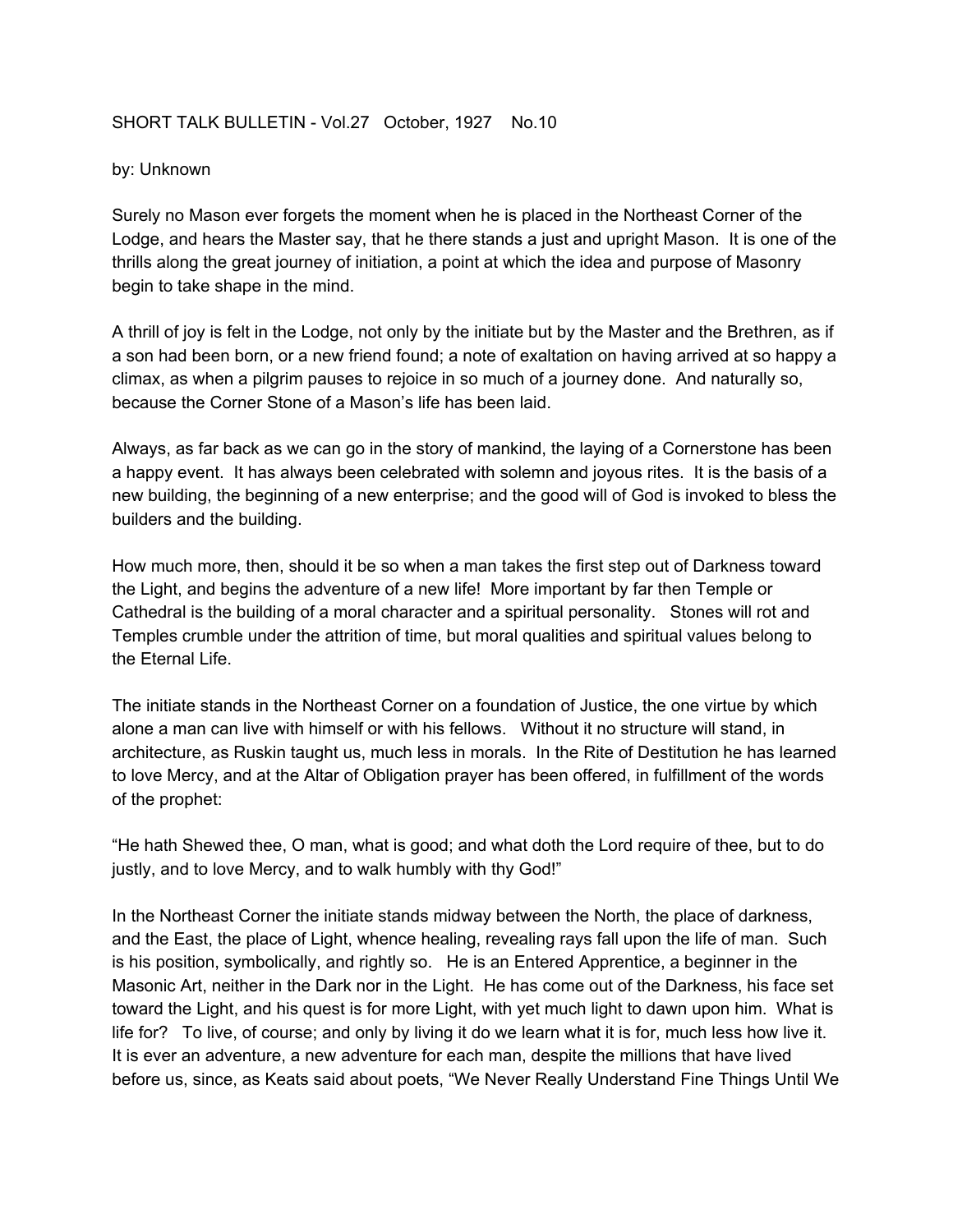SHORT TALK BULLETIN - Vol.27 October, 1927 No.10

by: Unknown

Surely no Mason ever forgets the moment when he is placed in the Northeast Corner of the Lodge, and hears the Master say, that he there stands a just and upright Mason. It is one of the thrills along the great journey of initiation, a point at which the idea and purpose of Masonry begin to take shape in the mind.

A thrill of joy is felt in the Lodge, not only by the initiate but by the Master and the Brethren, as if a son had been born, or a new friend found; a note of exaltation on having arrived at so happy a climax, as when a pilgrim pauses to rejoice in so much of a journey done. And naturally so, because the Corner Stone of a Mason's life has been laid.

Always, as far back as we can go in the story of mankind, the laying of a Cornerstone has been a happy event. It has always been celebrated with solemn and joyous rites. It is the basis of a new building, the beginning of a new enterprise; and the good will of God is invoked to bless the builders and the building.

How much more, then, should it be so when a man takes the first step out of Darkness toward the Light, and begins the adventure of a new life! More important by far then Temple or Cathedral is the building of a moral character and a spiritual personality. Stones will rot and Temples crumble under the attrition of time, but moral qualities and spiritual values belong to the Eternal Life.

The initiate stands in the Northeast Corner on a foundation of Justice, the one virtue by which alone a man can live with himself or with his fellows. Without it no structure will stand, in architecture, as Ruskin taught us, much less in morals. In the Rite of Destitution he has learned to love Mercy, and at the Altar of Obligation prayer has been offered, in fulfillment of the words of the prophet:

"He hath Shewed thee, O man, what is good; and what doth the Lord require of thee, but to do justly, and to love Mercy, and to walk humbly with thy God!"

In the Northeast Corner the initiate stands midway between the North, the place of darkness, and the East, the place of Light, whence healing, revealing rays fall upon the life of man. Such is his position, symbolically, and rightly so. He is an Entered Apprentice, a beginner in the Masonic Art, neither in the Dark nor in the Light. He has come out of the Darkness, his face set toward the Light, and his quest is for more Light, with yet much light to dawn upon him. What is life for? To live, of course; and only by living it do we learn what it is for, much less how live it. It is ever an adventure, a new adventure for each man, despite the millions that have lived before us, since, as Keats said about poets, "We Never Really Understand Fine Things Until We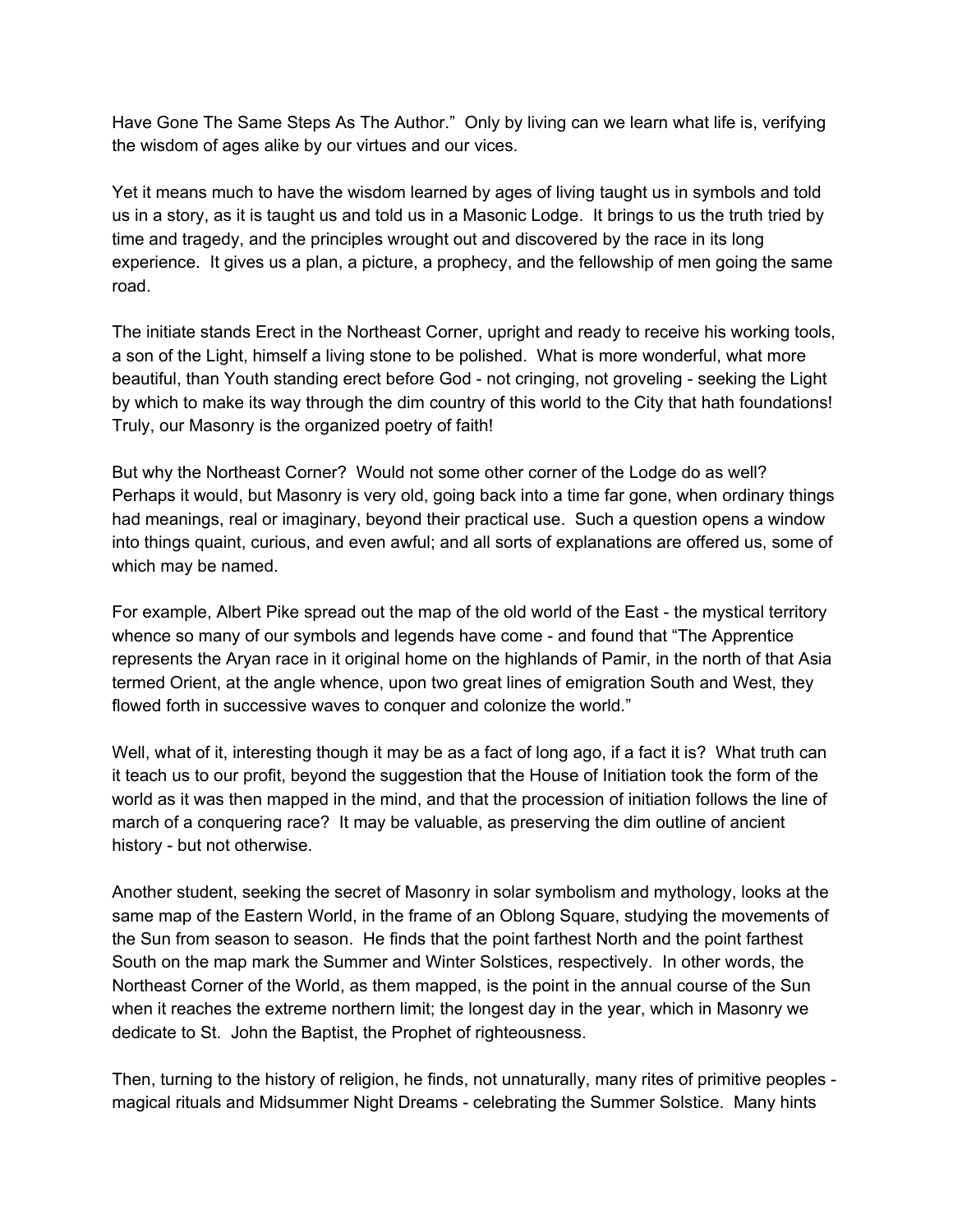Have Gone The Same Steps As The Author." Only by living can we learn what life is, verifying the wisdom of ages alike by our virtues and our vices.

Yet it means much to have the wisdom learned by ages of living taught us in symbols and told us in a story, as it is taught us and told us in a Masonic Lodge. It brings to us the truth tried by time and tragedy, and the principles wrought out and discovered by the race in its long experience. It gives us a plan, a picture, a prophecy, and the fellowship of men going the same road.

The initiate stands Erect in the Northeast Corner, upright and ready to receive his working tools, a son of the Light, himself a living stone to be polished. What is more wonderful, what more beautiful, than Youth standing erect before God - not cringing, not groveling - seeking the Light by which to make its way through the dim country of this world to the City that hath foundations! Truly, our Masonry is the organized poetry of faith!

But why the Northeast Corner? Would not some other corner of the Lodge do as well? Perhaps it would, but Masonry is very old, going back into a time far gone, when ordinary things had meanings, real or imaginary, beyond their practical use. Such a question opens a window into things quaint, curious, and even awful; and all sorts of explanations are offered us, some of which may be named.

For example, Albert Pike spread out the map of the old world of the East - the mystical territory whence so many of our symbols and legends have come - and found that "The Apprentice represents the Aryan race in it original home on the highlands of Pamir, in the north of that Asia termed Orient, at the angle whence, upon two great lines of emigration South and West, they flowed forth in successive waves to conquer and colonize the world."

Well, what of it, interesting though it may be as a fact of long ago, if a fact it is? What truth can it teach us to our profit, beyond the suggestion that the House of Initiation took the form of the world as it was then mapped in the mind, and that the procession of initiation follows the line of march of a conquering race? It may be valuable, as preserving the dim outline of ancient history - but not otherwise.

Another student, seeking the secret of Masonry in solar symbolism and mythology, looks at the same map of the Eastern World, in the frame of an Oblong Square, studying the movements of the Sun from season to season. He finds that the point farthest North and the point farthest South on the map mark the Summer and Winter Solstices, respectively. In other words, the Northeast Corner of the World, as them mapped, is the point in the annual course of the Sun when it reaches the extreme northern limit; the longest day in the year, which in Masonry we dedicate to St. John the Baptist, the Prophet of righteousness.

Then, turning to the history of religion, he finds, not unnaturally, many rites of primitive peoples - magical rituals and Midsummer Night Dreams - celebrating the Summer Solstice. Many hints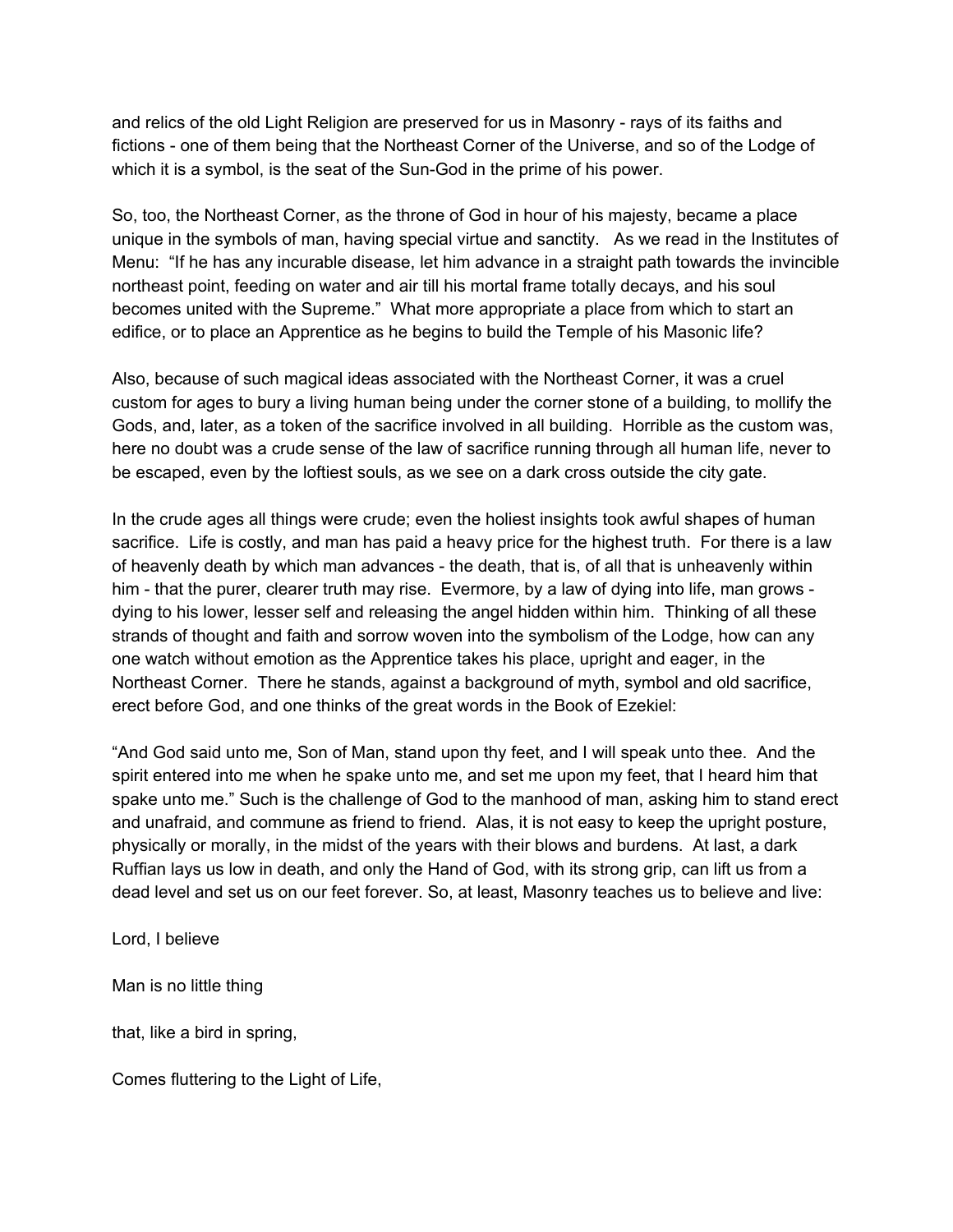and relics of the old Light Religion are preserved for us in Masonry - rays of its faiths and fictions - one of them being that the Northeast Corner of the Universe, and so of the Lodge of which it is a symbol, is the seat of the Sun-God in the prime of his power.

So, too, the Northeast Corner, as the throne of God in hour of his majesty, became a place unique in the symbols of man, having special virtue and sanctity. As we read in the Institutes of Menu: "If he has any incurable disease, let him advance in a straight path towards the invincible northeast point, feeding on water and air till his mortal frame totally decays, and his soul becomes united with the Supreme." What more appropriate a place from which to start an edifice, or to place an Apprentice as he begins to build the Temple of his Masonic life?

Also, because of such magical ideas associated with the Northeast Corner, it was a cruel custom for ages to bury a living human being under the corner stone of a building, to mollify the Gods, and, later, as a token of the sacrifice involved in all building. Horrible as the custom was, here no doubt was a crude sense of the law of sacrifice running through all human life, never to be escaped, even by the loftiest souls, as we see on a dark cross outside the city gate.

In the crude ages all things were crude; even the holiest insights took awful shapes of human sacrifice. Life is costly, and man has paid a heavy price for the highest truth. For there is a law of heavenly death by which man advances - the death, that is, of all that is unheavenly within him - that the purer, clearer truth may rise. Evermore, by a law of dying into life, man grows - dying to his lower, lesser self and releasing the angel hidden within him. Thinking of all these strands of thought and faith and sorrow woven into the symbolism of the Lodge, how can any one watch without emotion as the Apprentice takes his place, upright and eager, in the Northeast Corner. There he stands, against a background of myth, symbol and old sacrifice, erect before God, and one thinks of the great words in the Book of Ezekiel:

"And God said unto me, Son of Man, stand upon thy feet, and I will speak unto thee. And the spirit entered into me when he spake unto me, and set me upon my feet, that I heard him that spake unto me." Such is the challenge of God to the manhood of man, asking him to stand erect and unafraid, and commune as friend to friend. Alas, it is not easy to keep the upright posture, physically or morally, in the midst of the years with their blows and burdens. At last, a dark Ruffian lays us low in death, and only the Hand of God, with its strong grip, can lift us from a dead level and set us on our feet forever. So, at least, Masonry teaches us to believe and live:

Lord, I believe

Man is no little thing

that, like a bird in spring,

Comes fluttering to the Light of Life,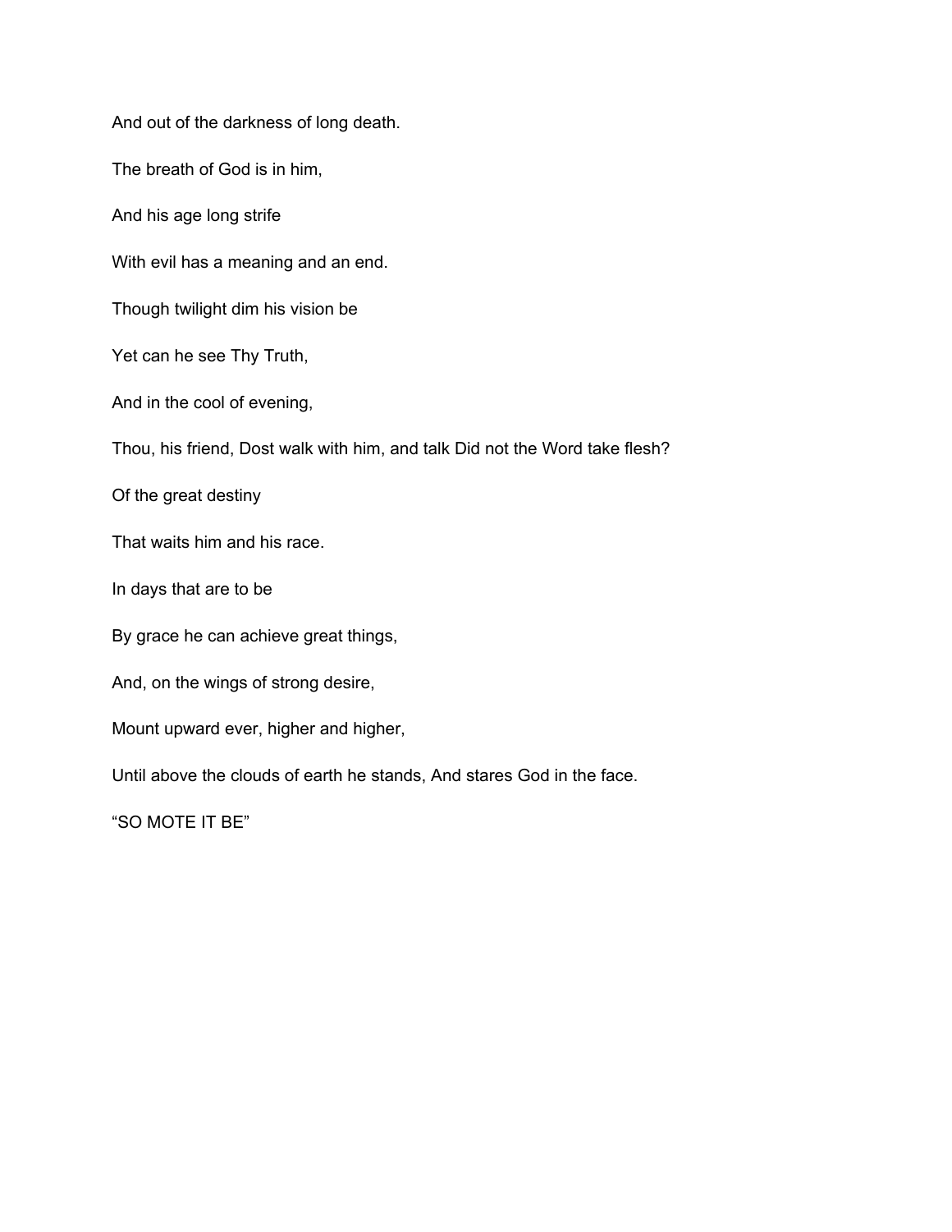And out of the darkness of long death.

The breath of God is in him,

And his age long strife

With evil has a meaning and an end.

Though twilight dim his vision be

Yet can he see Thy Truth,

And in the cool of evening,

Thou, his friend, Dost walk with him, and talk Did not the Word take flesh?

Of the great destiny

That waits him and his race.

In days that are to be

By grace he can achieve great things,

And, on the wings of strong desire,

Mount upward ever, higher and higher,

Until above the clouds of earth he stands, And stares God in the face.

“SO MOTE IT BE”